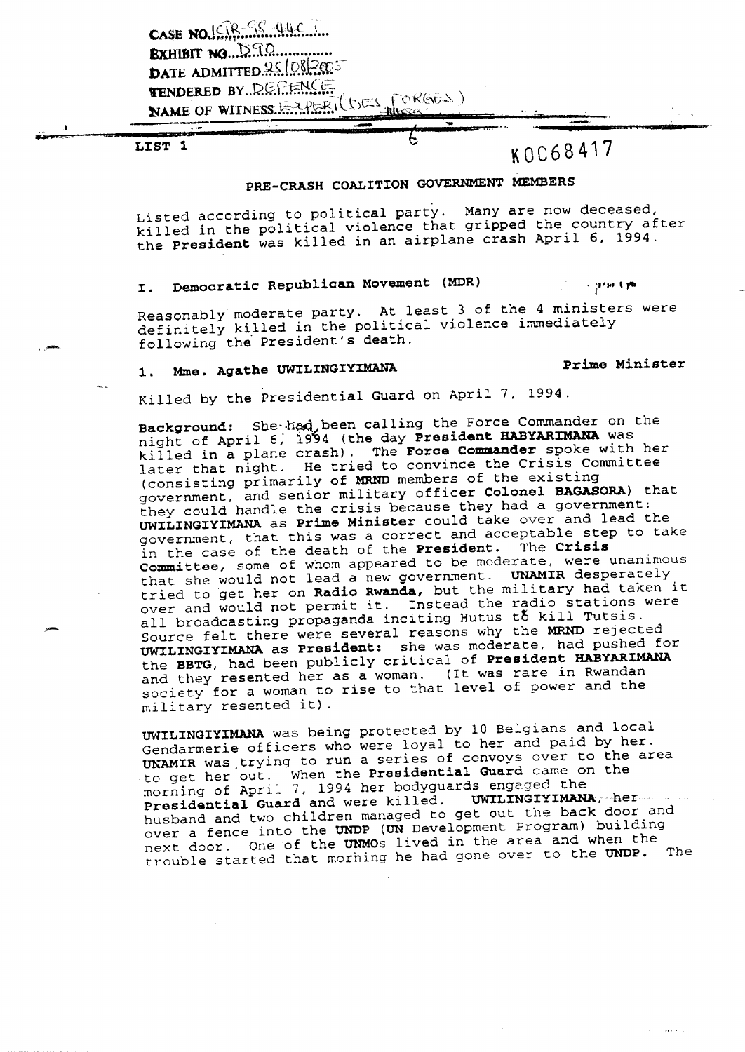CASE NO. ICTR-98-44C-I
EXHIBIT NO. D.?.O.
DATE ADMITTED 25/08/2005
TENDERED BY DEFENCE
NAME OF WITNESS ESPERI (DES FORGES)

LIST 1

K0068417

## PRE-CRASH COALITION GOVERNMENT MEMBERS

Listed according to political party. Many are now deceased, killed in the political violence that gripped the country after the **President** was killed in an airplane crash April 6, 1994.

### I. Democratic Republican Movement (MDR)

Reasonably moderate party. At least 3 of the 4 ministers were definitely killed in the political violence immediately following the President's death.

### 1. Mme. Agathe UWILINGIYIMANA — Prime Minister

Killed by the Presidential Guard on April 7, 1994.

**Background:** She had been calling the Force Commander on the night of April 6, 1994 (the day **President HABYARIMANA** was killed in a plane crash). The **Force Commander** spoke with her later that night. He tried to convince the Crisis Committee (consisting primarily of **MRND** members of the existing government, and senior military officer **Colonel BAGASORA**) that they could handle the crisis because they had a government: **UWILINGIYIMANA** as **Prime Minister** could take over and lead the government, that this was a correct and acceptable step to take in the case of the death of the **President**. The **Crisis Committee**, some of whom appeared to be moderate, were unanimous that she would not lead a new government. **UNAMIR** desperately tried to get her on **Radio Rwanda**, but the military had taken it over and would not permit it. Instead the radio stations were all broadcasting propaganda inciting Hutus to kill Tutsis. Source felt there were several reasons why the **MRND** rejected **UWILINGIYIMANA** as **President**: she was moderate, had pushed for the **BBTG**, had been publicly critical of **President HABYARIMANA** and they resented her as a woman. (It was rare in Rwandan society for a woman to rise to that level of power and the military resented it).

**UWILINGIYIMANA** was being protected by 10 Belgians and local Gendarmerie officers who were loyal to her and paid by her. **UNAMIR** was trying to run a series of convoys over to the area to get her out. When the **Presidential Guard** came on the morning of April 7, 1994 her bodyguards engaged the **Presidential Guard** and were killed. **UWILINGIYIMANA**, her husband and two children managed to get out the back door and over a fence into the **UNDP** (**UN** Development Program) building next door. One of the **UNMOs** lived in the area and when the trouble started that morning he had gone over to the **UNDP**. The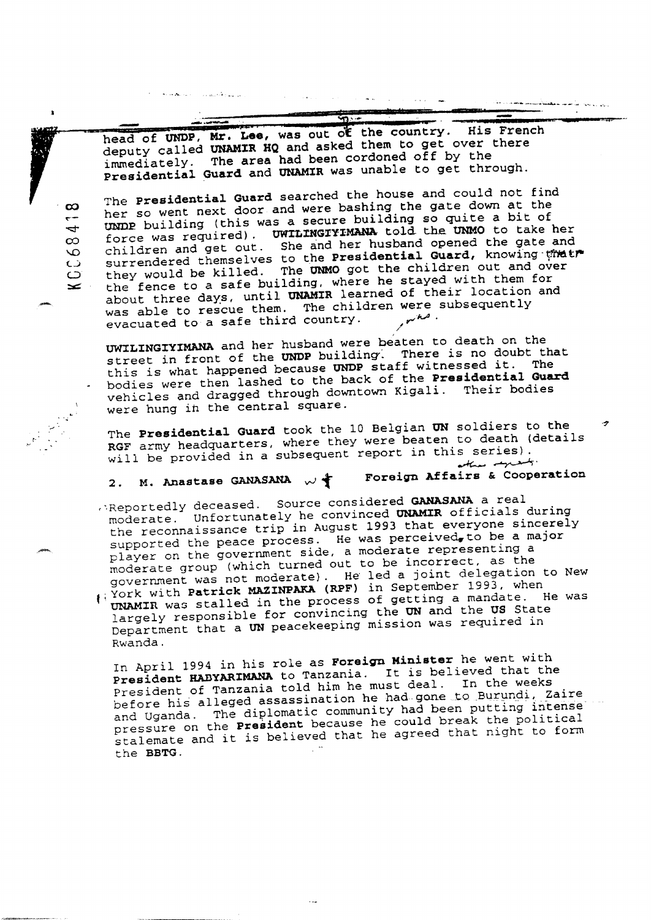head of **UNDP**, **Mr. Lee**, was out of the country. His French deputy called **UNAMIR HQ** and asked them to get over there immediately. The area had been cordoned off by the **Presidential Guard** and **UNAMIR** was unable to get through.

The **Presidential Guard** searched the house and could not find her so went next door and were bashing the gate down at the **UNDP** building (this was a secure building so quite a bit of force was required). **UWILINGIYIMANA** told the **UNMO** to take her children and get out. She and her husband opened the gate and surrendered themselves to the **Presidential Guard**, knowing that they would be killed. The **UNMO** got the children out and over the fence to a safe building, where he stayed with them for about three days, until **UNAMIR** learned of their location and was able to rescue them. The children were subsequently evacuated to a safe third country.

**UWILINGIYIMANA** and her husband were beaten to death on the street in front of the **UNDP** building. There is no doubt that this is what happened because **UNDP** staff witnessed it. The bodies were then lashed to the back of the **Presidential Guard** vehicles and dragged through downtown Kigali. Their bodies were hung in the central square.

The **Presidential Guard** took the 10 Belgian **UN** soldiers to the **RGF** army headquarters, where they were beaten to death (details will be provided in a subsequent report in this series).

**2. M. Anastase GANASANA** — **Foreign Affairs & Cooperation**

Reportedly deceased. Source considered **GANASANA** a real moderate. Unfortunately he convinced **UNAMIR** officials during the reconnaissance trip in August 1993 that everyone sincerely supported the peace process. He was perceived to be a major player on the government side, a moderate representing a moderate group (which turned out to be incorrect, as the government was not moderate). He led a joint delegation to New York with **Patrick MAZINPAKA (RPF)** in September 1993, when **UNAMIR** was stalled in the process of getting a mandate. He was largely responsible for convincing the **UN** and the **US** State Department that a **UN** peacekeeping mission was required in Rwanda.

In April 1994 in his role as **Foreign Minister** he went with **President HABYARIMANA** to Tanzania. It is believed that the President of Tanzania told him he must deal. In the weeks before his alleged assassination he had gone to Burundi, Zaire and Uganda. The diplomatic community had been putting intense pressure on the **President** because he could break the political stalemate and it is believed that he agreed that night to form the **BBTG**.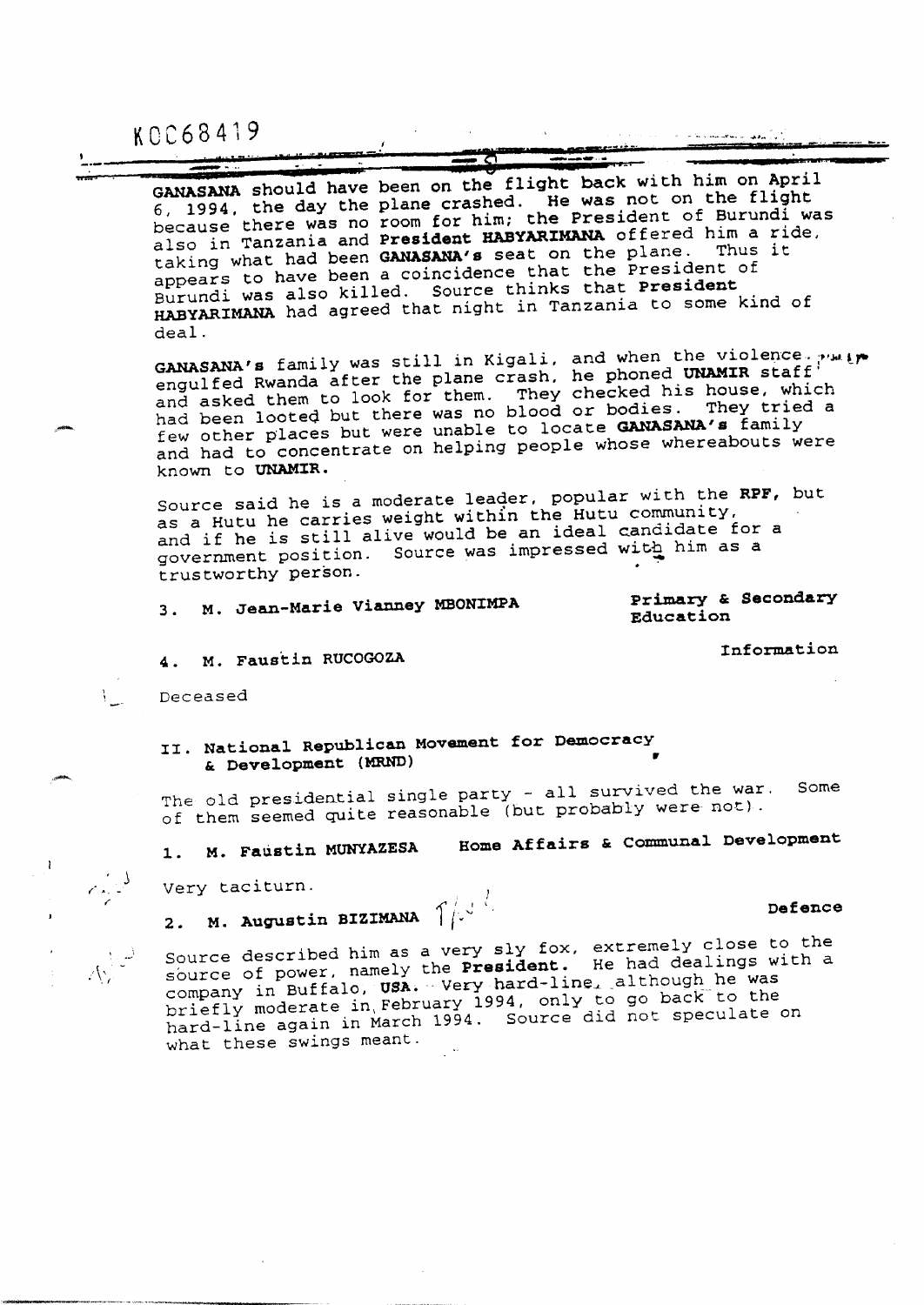KOC68419

**GANASANA** should have been on the flight back with him on April 6, 1994, the day the plane crashed. He was not on the flight because there was no room for him; the President of Burundi was also in Tanzania and **President HABYARIMANA** offered him a ride, taking what had been **GANASANA's** seat on the plane. Thus it appears to have been a coincidence that the President of Burundi was also killed. Source thinks that **President HABYARIMANA** had agreed that night in Tanzania to some kind of deal.

**GANASANA's** family was still in Kigali, and when the violence engulfed Rwanda after the plane crash, he phoned **UNAMIR** staff and asked them to look for them. They checked his house, which had been looted but there was no blood or bodies. They tried a few other places but were unable to locate **GANASANA's** family and had to concentrate on helping people whose whereabouts were known to **UNAMIR**.

Source said he is a moderate leader, popular with the **RPF**, but as a Hutu he carries weight within the Hutu community, and if he is still alive would be an ideal candidate for a government position. Source was impressed with him as a trustworthy person.

3. **M. Jean-Marie Vianney MBONIMPA** — **Primary & Secondary Education**

4. **M. Faustin RUCOGOZA** — **Information**

Deceased

## II. National Republican Movement for Democracy & Development (MRND)

The old presidential single party - all survived the war. Some of them seemed quite reasonable (but probably were not).

1. **M. Faustin MUNYAZESA** — **Home Affairs & Communal Development**

Very taciturn.

2. **M. Augustin BIZIMANA** — **Defence**

Source described him as a very sly fox, extremely close to the source of power, namely the **President**. He had dealings with a company in Buffalo, **USA**. Very hard-line, although he was briefly moderate in February 1994, only to go back to the hard-line again in March 1994. Source did not speculate on what these swings meant.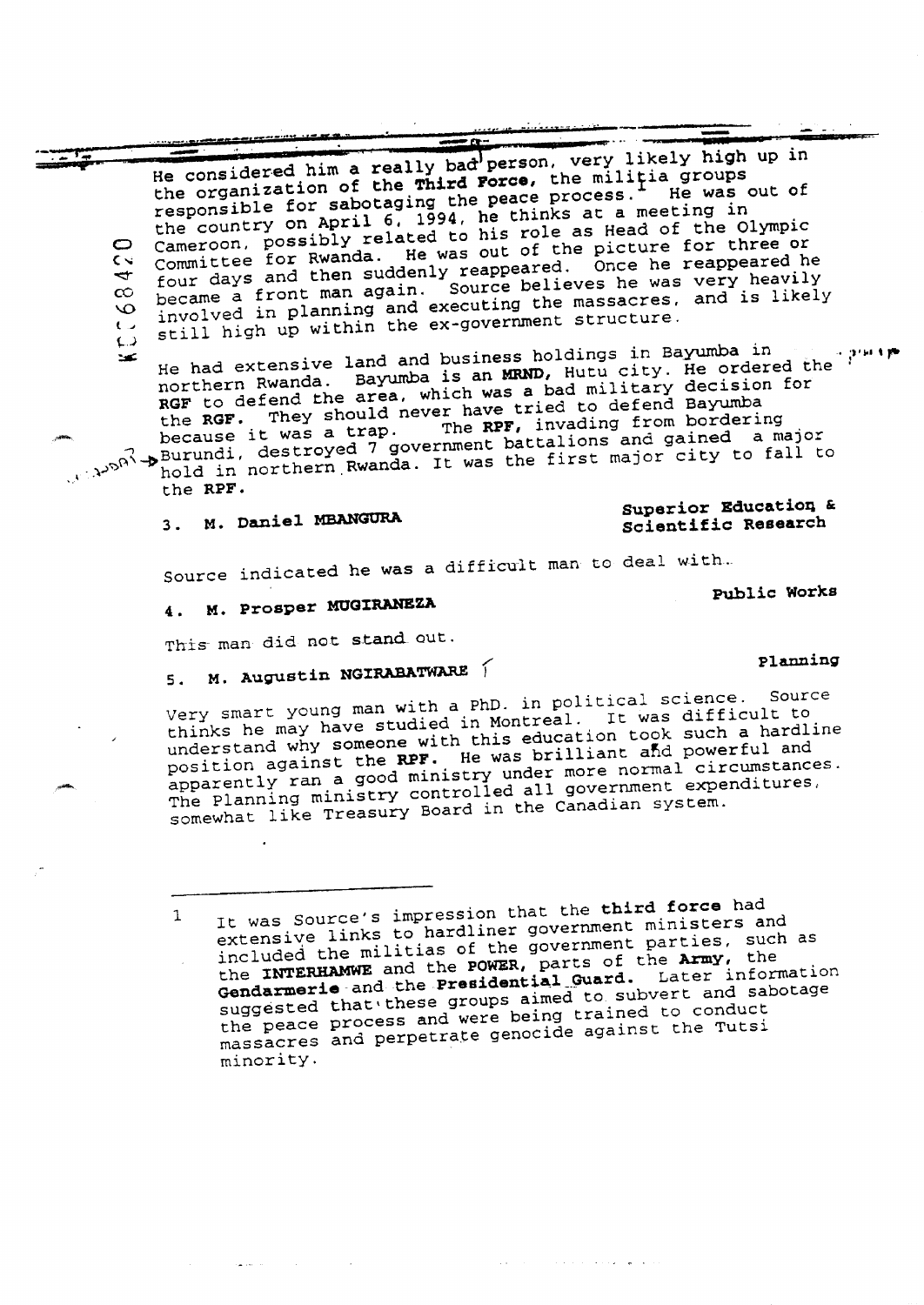He considered him a really bad person, very likely high up in the organization of the **Third Force**, the militia groups responsible for sabotaging the peace process.[1] He was out of the country on April 6, 1994, he thinks at a meeting in Cameroon, possibly related to his role as Head of the Olympic Committee for Rwanda. He was out of the picture for three or four days and then suddenly reappeared. Once he reappeared he became a front man again. Source believes he was very heavily involved in planning and executing the massacres, and is likely still high up within the ex-government structure.

He had extensive land and business holdings in Bayumba in northern Rwanda. Bayumba is an **MRND**, Hutu city. He ordered the **RGF** to defend the area, which was a bad military decision for the **RGF**. They should never have tried to defend Bayumba because it was a trap. The **RPF**, invading from bordering Burundi, destroyed 7 government battalions and gained a major hold in northern Rwanda. It was the first major city to fall to the **RPF**.

3. **M. Daniel MBANGURA** — **Superior Education & Scientific Research**

Source indicated he was a difficult man to deal with.

4. **M. Prosper MUGIRANEZA** — **Public Works**

This man did not stand out.

5. **M. Augustin NGIRABATWARE** — **Planning**

Very smart young man with a PhD. in political science. Source thinks he may have studied in Montreal. It was difficult to understand why someone with this education took such a hardline position against the **RPF**. He was brilliant and powerful and apparently ran a good ministry under more normal circumstances. The Planning ministry controlled all government expenditures, somewhat like Treasury Board in the Canadian system.

---

1 It was Source's impression that the **third force** had extensive links to hardliner government ministers and included the militias of the government parties, such as the **INTERHAMWE** and the **POWER**, parts of the **Army**, the **Gendarmerie** and the **Presidential Guard**. Later information suggested that these groups aimed to subvert and sabotage the peace process and were being trained to conduct massacres and perpetrate genocide against the Tutsi minority.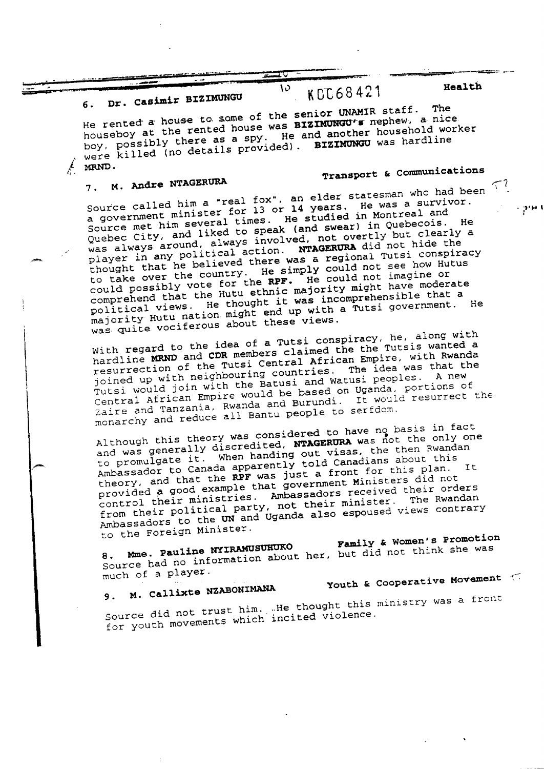KDC68421

### 6. Dr. Casimir BIZIMUNGU — Health

He rented a house to some of the senior UNAMIR staff. The houseboy at the rented house was **BIZIMUNGU's** nephew, a nice boy, possibly there as a spy. He and another household worker were killed (no details provided). **BIZIMUNGU** was hardline **MRND**.

### 7. M. Andre NTAGERURA — Transport & Communications

Source called him a "real fox", an elder statesman who had been a government minister for 13 or 14 years. He was a survivor. He studied in Montreal and Quebec City, and liked to speak (and swear) in Quebecois. Source met him several times. He was always around, always involved, not overtly but clearly a player in any political action. **NTAGERURA** did not hide the thought that he believed there was a regional Tutsi conspiracy to take over the country. He simply could not see how Hutus could possibly vote for the **RPF**. He could not imagine or comprehend that the Hutu ethnic majority might have moderate political views. He thought it was incomprehensible that a majority Hutu nation might end up with a Tutsi government. He was quite vociferous about these views.

With regard to the idea of a Tutsi conspiracy, he, along with hardline **MRND** and **CDR** members claimed the the Tutsis wanted a resurrection of the Tutsi Central African Empire, with Rwanda joined up with neighbouring countries. The idea was that the Tutsi would join with the Batusi and Watusi peoples. A new Central African Empire would be based on Uganda, portions of Zaire and Tanzania, Rwanda and Burundi. It would resurrect the monarchy and reduce all Bantu people to serfdom.

Although this theory was considered to have no basis in fact and was generally discredited, **NTAGERURA** was not the only one to promulgate it. When handing out visas, the then Rwandan Ambassador to Canada apparently told Canadians about this theory, and that the **RPF** was just a front for this plan. It provided a good example that government Ministers did not control their ministries. Ambassadors received their orders from their political party, not their minister. The Rwandan Ambassadors to the **UN** and Uganda also espoused views contrary to the Foreign Minister.

### 8. Mme. Pauline NYIRAMUSUHUKO — Family & Women's Promotion

Source had no information about her, but did not think she was much of a player.

### 9. M. Callixte NZABONIMANA — Youth & Cooperative Movement

Source did not trust him. He thought this ministry was a front for youth movements which incited violence.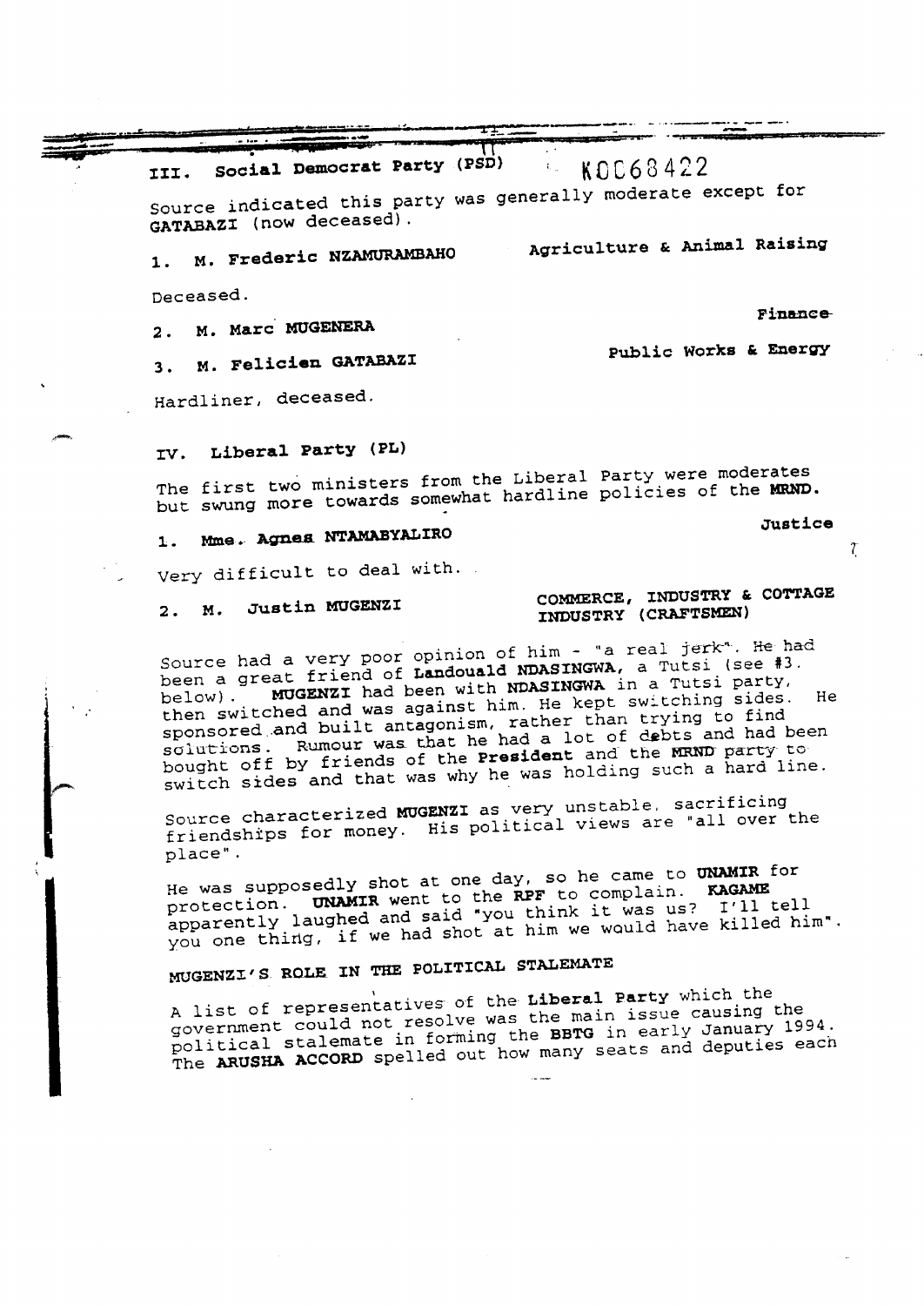## III. Social Democrat Party (PSD)

K0068422

Source indicated this party was generally moderate except for GATABAZI (now deceased).

1. M. Frederic NZAMURAMBAHO — Agriculture & Animal Raising

Deceased.

2. M. Marc MUGENERA — Finance

3. M. Felicien GATABAZI — Public Works & Energy

Hardliner, deceased.

## IV. Liberal Party (PL)

The first two ministers from the Liberal Party were moderates but swung more towards somewhat hardline policies of the **MRND**.

1. Mme. Agnes NTAMABYALIRO — Justice

Very difficult to deal with.

2. M. Justin MUGENZI — COMMERCE, INDUSTRY & COTTAGE INDUSTRY (CRAFTSMEN)

Source had a very poor opinion of him - "a real jerk". He had been a great friend of **Landouald NDASINGWA**, a Tutsi (see #3. below). **MUGENZI** had been with **NDASINGWA** in a Tutsi party, then switched and was against him. He kept switching sides. He sponsored and built antagonism, rather than trying to find solutions. Rumour was that he had a lot of debts and had been bought off by friends of the **President** and the **MRND** party to switch sides and that was why he was holding such a hard line.

Source characterized **MUGENZI** as very unstable, sacrificing friendships for money. His political views are "all over the place".

He was supposedly shot at one day, so he came to **UNAMIR** for protection. **UNAMIR** went to the **RPF** to complain. **KAGAME** apparently laughed and said "you think it was us? I'll tell you one thing, if we had shot at him we would have killed him".

### MUGENZI'S ROLE IN THE POLITICAL STALEMATE

A list of representatives of the **Liberal Party** which the government could not resolve was the main issue causing the political stalemate in forming the **BBTG** in early January 1994. The **ARUSHA ACCORD** spelled out how many seats and deputies each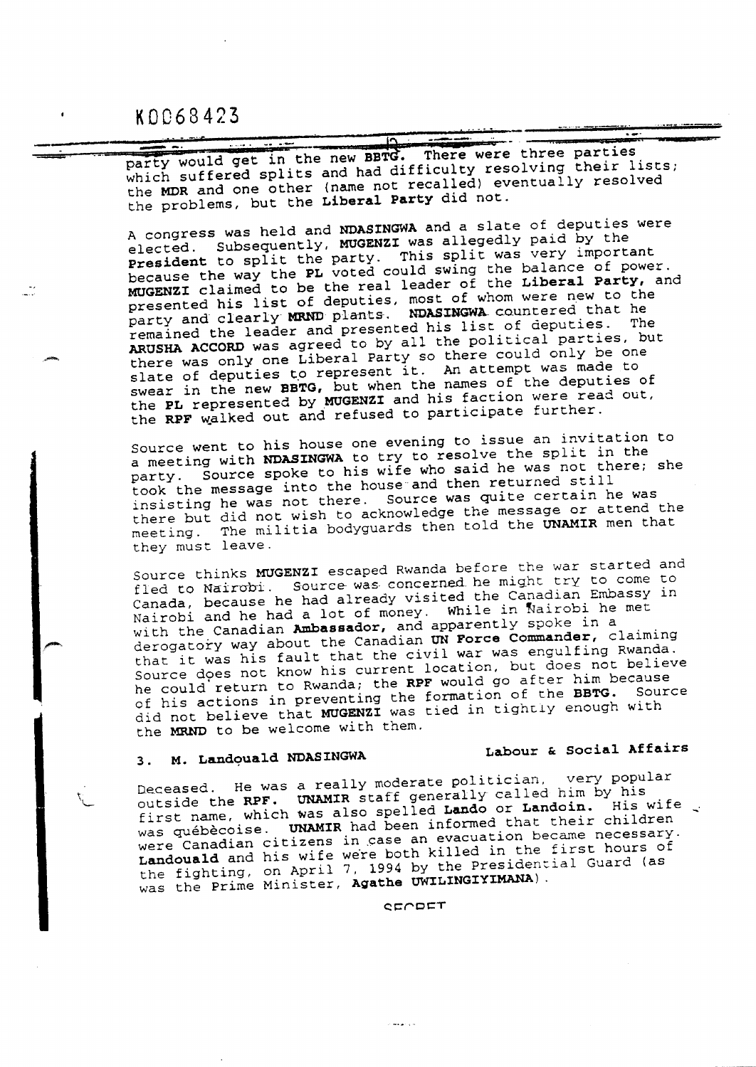K0068423

party would get in the new **BBTG.** There were three parties which suffered splits and had difficulty resolving their lists; the **MDR** and one other (name not recalled) eventually resolved the problems, but the **Liberal Party** did not.

A congress was held and **NDASINGWA** and a slate of deputies were elected. Subsequently, **MUGENZI** was allegedly paid by the **President** to split the party. This split was very important because the way the **PL** voted could swing the balance of power. **MUGENZI** claimed to be the real leader of the **Liberal Party,** and presented his list of deputies, most of whom were new to the party and clearly **MRND** plants. **NDASINGWA** countered that he remained the leader and presented his list of deputies. The **ARUSHA ACCORD** was agreed to by all the political parties, but there was only one Liberal Party so there could only be one slate of deputies to represent it. An attempt was made to swear in the new **BBTG,** but when the names of the deputies of the **PL** represented by **MUGENZI** and his faction were read out, the **RPF** walked out and refused to participate further.

Source went to his house one evening to issue an invitation to a meeting with **NDASINGWA** to try to resolve the split in the party. Source spoke to his wife who said he was not there; she took the message into the house and then returned still insisting he was not there. Source was quite certain he was there but did not wish to acknowledge the message or attend the meeting. The militia bodyguards then told the **UNAMIR** men that they must leave.

Source thinks **MUGENZI** escaped Rwanda before the war started and fled to Nairobi. Source was concerned he might try to come to Canada, because he had already visited the Canadian Embassy in Nairobi and he had a lot of money. While in Nairobi he met with the Canadian **Ambassador,** and apparently spoke in a derogatory way about the Canadian **UN Force Commander,** claiming that it was his fault that the civil war was engulfing Rwanda. Source does not know his current location, but does not believe he could return to Rwanda; the **RPF** would go after him because of his actions in preventing the formation of the **BBTG.** Source did not believe that **MUGENZI** was tied in tightly enough with the **MRND** to be welcome with them.

### 3. M. Landouald NDASINGWA — Labour & Social Affairs

Deceased. He was a really moderate politician, very popular outside the **RPF.** **UNAMIR** staff generally called him by his first name, which was also spelled **Lando** or **Landoin.** His wife was québècoise. **UNAMIR** had been informed that their children were Canadian citizens in case an evacuation became necessary. **Landouald** and his wife were both killed in the first hours of the fighting, on April 7, 1994 by the Presidential Guard (as was the Prime Minister, **Agathe UWILINGIYIMANA**).

SECRET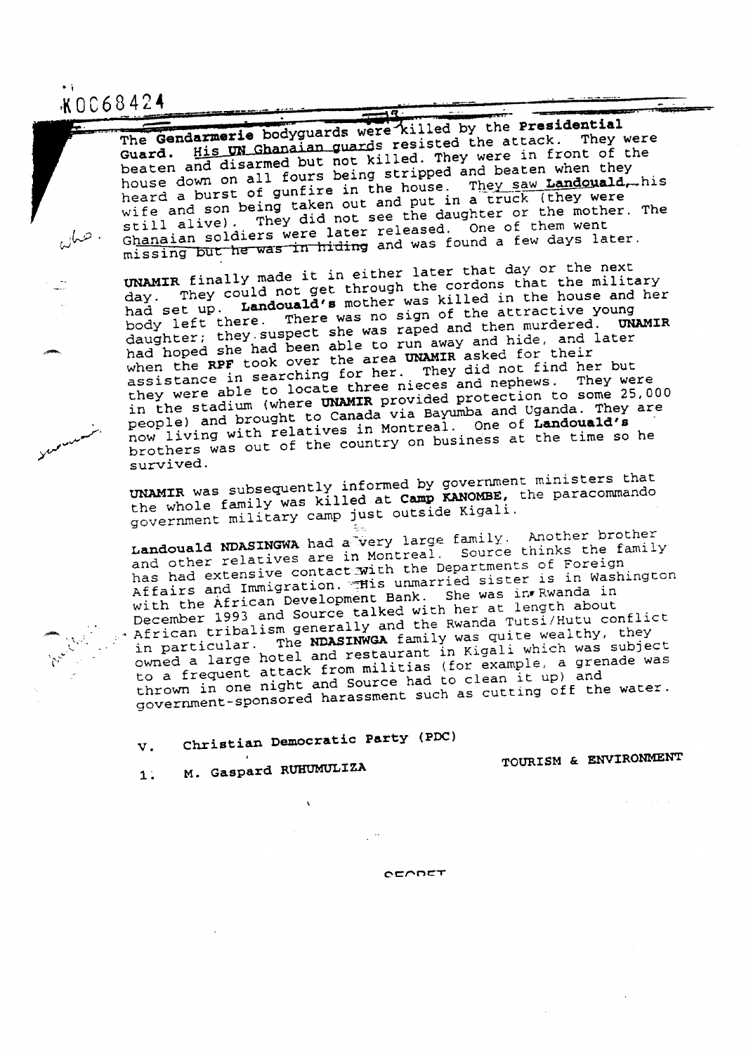K0C68424

The **Gendarmerie** bodyguards were killed by the **Presidential Guard**. His UN Ghanaian guards resisted the attack. They were beaten and disarmed but not killed. They were in front of the house down on all fours being stripped and beaten when they heard a burst of gunfire in the house. They saw **Landouald**, his wife and son being taken out and put in a truck (they were still alive). They did not see the daughter or the mother. The Ghanaian soldiers were later released. One of them went missing but he was in hiding and was found a few days later.

**UNAMIR** finally made it in either later that day or the next day. They could not get through the cordons that the military had set up. **Landouald's** mother was killed in the house and her body left there. There was no sign of the attractive young daughter; they suspect she was raped and then murdered. **UNAMIR** had hoped she had been able to run away and hide, and later when the **RPF** took over the area **UNAMIR** asked for their assistance in searching for her. They did not find her but they were able to locate three nieces and nephews. They were in the stadium (where **UNAMIR** provided protection to some 25,000 people) and brought to Canada via Bayumba and Uganda. They are now living with relatives in Montreal. One of **Landouald's** brothers was out of the country on business at the time so he survived.

**UNAMIR** was subsequently informed by government ministers that the whole family was killed at **Camp KANOMBE**, the paracommando government military camp just outside Kigali.

**Landouald NDASINGWA** had a very large family. Another brother and other relatives are in Montreal. Source thinks the family has had extensive contact with the Departments of Foreign Affairs and Immigration. His unmarried sister is in Washington with the African Development Bank. She was in Rwanda in December 1993 and Source talked with her at length about African tribalism generally and the Rwanda Tutsi/Hutu conflict in particular. The **NDASINWGA** family was quite wealthy, they owned a large hotel and restaurant in Kigali which was subject to a frequent attack from militias (for example, a grenade was thrown in one night and Source had to clean it up) and government-sponsored harassment such as cutting off the water.

## V. Christian Democratic Party (PDC)

1. M. Gaspard RUHUMULIZA — **TOURISM & ENVIRONMENT**

SECRET